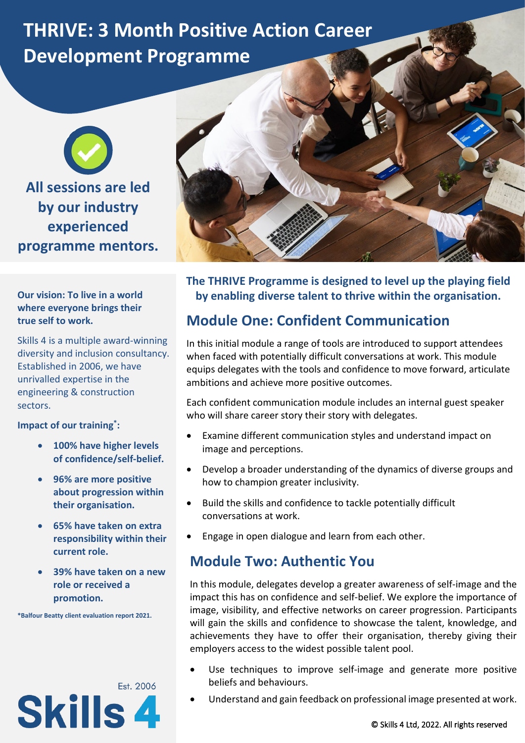# THRIVE: 3 Month Positive Action Career Development Programme

**All sessions are led by our industry experienced programme mentors.**

**Our vision: To live in a world where everyone brings their true self to work.**

Skills 4 is a multiple award-winning diversity and inclusion consultancy. Established in 2006, we have unrivalled expertise in the engineering & construction sectors.

**Impact of our training*:**

- **100% have higher levels of confidence/self-belief.**
- **96% are more positive about progression within their organisation.**
- **65% have taken on extra responsibility within their current role.**
- **39% have taken on a new role or received a promotion.**

***Balfour Beatty client evaluation report 2021.**

Est. 2006

**Skills 4**

**The THRIVE Programme is designed to level up the playing field by enabling diverse talent to thrive within the organisation.**

## Module One: Confident Communication

In this initial module a range of tools are introduced to support attendees when faced with potentially difficult conversations at work. This module equips delegates with the tools and confidence to move forward, articulate ambitions and achieve more positive outcomes.

Each confident communication module includes an internal guest speaker who will share career story their story with delegates.

- Examine different communication styles and understand impact on image and perceptions.
- Develop a broader understanding of the dynamics of diverse groups and how to champion greater inclusivity.
- Build the skills and confidence to tackle potentially difficult conversations at work.
- Engage in open dialogue and learn from each other.

## Module Two: Authentic You

In this module, delegates develop a greater awareness of self-image and the impact this has on confidence and self-belief. We explore the importance of image, visibility, and effective networks on career progression. Participants will gain the skills and confidence to showcase the talent, knowledge, and achievements they have to offer their organisation, thereby giving their employers access to the widest possible talent pool.

- Use techniques to improve self-image and generate more positive beliefs and behaviours.
- Understand and gain feedback on professional image presented at work.

© Skills 4 Ltd, 2022. All rights reserved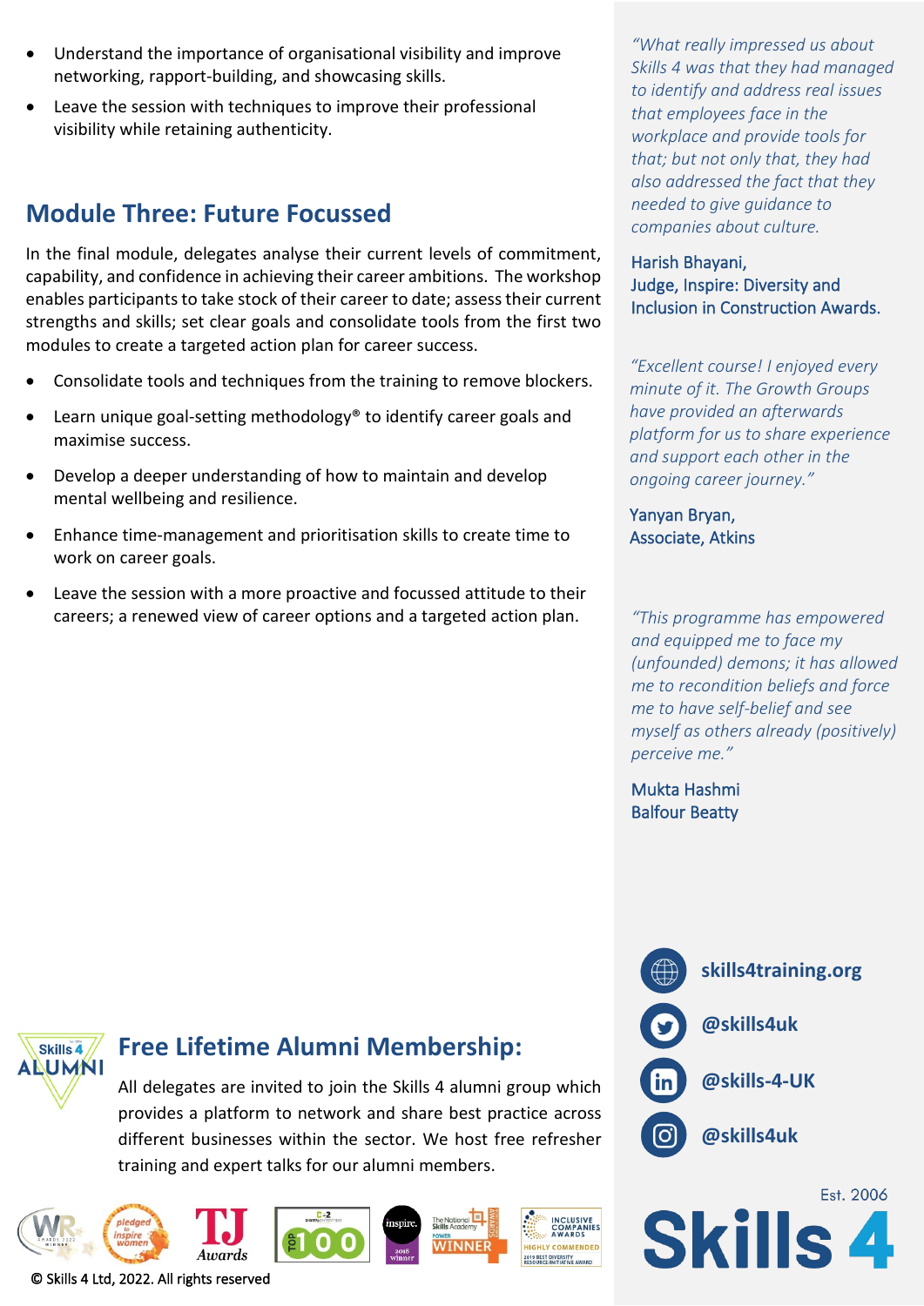- Understand the importance of organisational visibility and improve networking, rapport-building, and showcasing skills.
- Leave the session with techniques to improve their professional visibility while retaining authenticity.

## Module Three: Future Focussed

In the final module, delegates analyse their current levels of commitment, capability, and confidence in achieving their career ambitions. The workshop enables participants to take stock of their career to date; assess their current strengths and skills; set clear goals and consolidate tools from the first two modules to create a targeted action plan for career success.

- Consolidate tools and techniques from the training to remove blockers.
- Learn unique goal-setting methodology® to identify career goals and maximise success.
- Develop a deeper understanding of how to maintain and develop mental wellbeing and resilience.
- Enhance time-management and prioritisation skills to create time to work on career goals.
- Leave the session with a more proactive and focussed attitude to their careers; a renewed view of career options and a targeted action plan.

*"What really impressed us about Skills 4 was that they had managed to identify and address real issues that employees face in the workplace and provide tools for that; but not only that, they had also addressed the fact that they needed to give guidance to companies about culture.*

Harish Bhayani,
Judge, Inspire: Diversity and Inclusion in Construction Awards.

*"Excellent course! I enjoyed every minute of it. The Growth Groups have provided an afterwards platform for us to share experience and support each other in the ongoing career journey."*

Yanyan Bryan,
Associate, Atkins

*"This programme has empowered and equipped me to face my (unfounded) demons; it has allowed me to recondition beliefs and force me to have self-belief and see myself as others already (positively) perceive me."*

Mukta Hashmi
Balfour Beatty

## Free Lifetime Alumni Membership:

All delegates are invited to join the Skills 4 alumni group which provides a platform to network and share best practice across different businesses within the sector. We host free refresher training and expert talks for our alumni members.

skills4training.org
@skills4uk
@skills-4-UK
@skills4uk

Est. 2006
Skills 4

© Skills 4 Ltd, 2022. All rights reserved